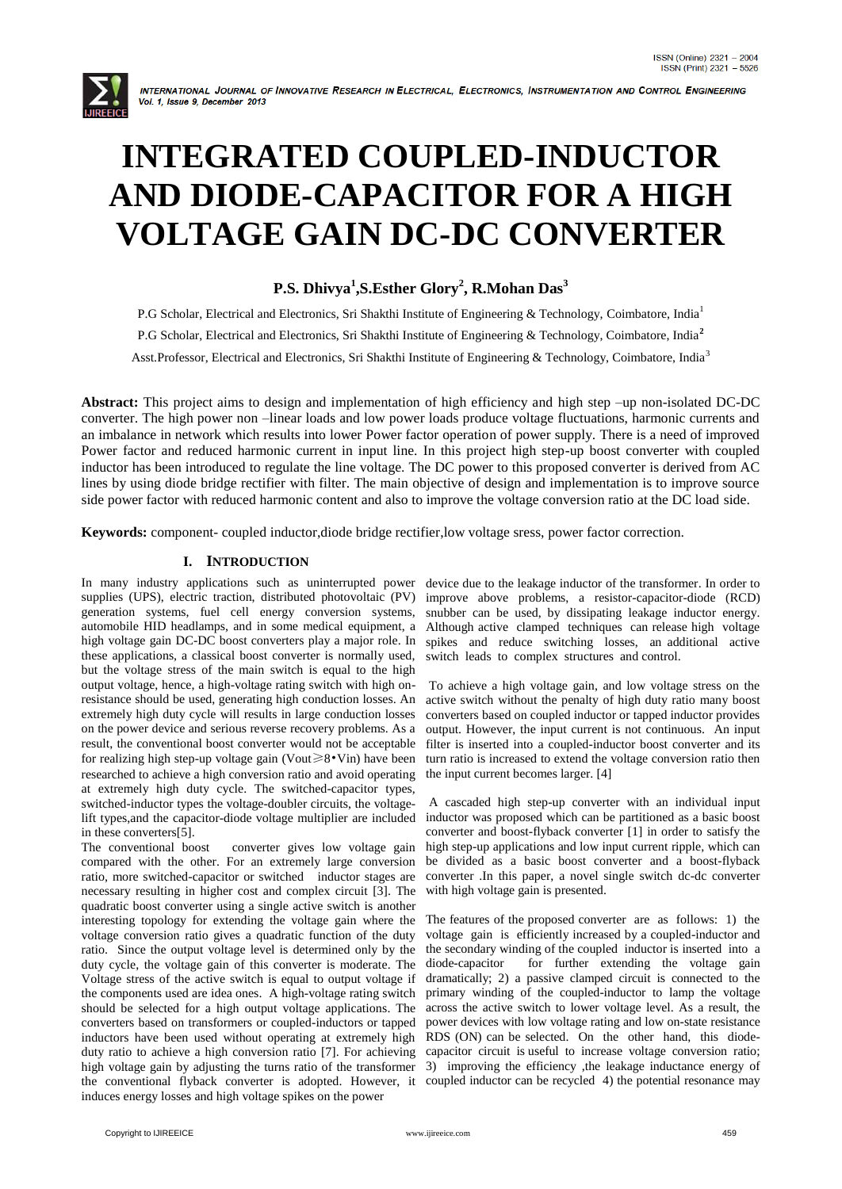# INTEGRATED COUPLED-INDUCTOR AND DIODE-CAPACITOR FOR A HIGH VOLTAGE GAIN DC-DC CONVERTER

**P.S. Dhivya[1], S.Esther Glory[2], R.Mohan Das[3]**

P.G Scholar, Electrical and Electronics, Sri Shakthi Institute of Engineering & Technology, Coimbatore, India[1]

P.G Scholar, Electrical and Electronics, Sri Shakthi Institute of Engineering & Technology, Coimbatore, India[2]

Asst.Professor, Electrical and Electronics, Sri Shakthi Institute of Engineering & Technology, Coimbatore, India[3]

**Abstract:** This project aims to design and implementation of high efficiency and high step –up non-isolated DC-DC converter. The high power non –linear loads and low power loads produce voltage fluctuations, harmonic currents and an imbalance in network which results into lower Power factor operation of power supply. There is a need of improved Power factor and reduced harmonic current in input line. In this project high step-up boost converter with coupled inductor has been introduced to regulate the line voltage. The DC power to this proposed converter is derived from AC lines by using diode bridge rectifier with filter. The main objective of design and implementation is to improve source side power factor with reduced harmonic content and also to improve the voltage conversion ratio at the DC load side.

**Keywords:** component- coupled inductor,diode bridge rectifier,low voltage sress, power factor correction.

## I. INTRODUCTION

In many industry applications such as uninterrupted power supplies (UPS), electric traction, distributed photovoltaic (PV) generation systems, fuel cell energy conversion systems, automobile HID headlamps, and in some medical equipment, a high voltage gain DC-DC boost converters play a major role. In these applications, a classical boost converter is normally used, but the voltage stress of the main switch is equal to the high output voltage, hence, a high-voltage rating switch with high on-resistance should be used, generating high conduction losses. An extremely high duty cycle will results in large conduction losses on the power device and serious reverse recovery problems. As a result, the conventional boost converter would not be acceptable for realizing high step-up voltage gain ($V_{out} \geqslant 8 \cdot V_{in}$) have been researched to achieve a high conversion ratio and avoid operating at extremely high duty cycle. The switched-capacitor types, switched-inductor types the voltage-doubler circuits, the voltage-lift types,and the capacitor-diode voltage multiplier are included in these converters[5].

The conventional boost converter gives low voltage gain compared with the other. For an extremely large conversion ratio, more switched-capacitor or switched inductor stages are necessary resulting in higher cost and complex circuit [3]. The quadratic boost converter using a single active switch is another interesting topology for extending the voltage gain where the voltage conversion ratio gives a quadratic function of the duty ratio. Since the output voltage level is determined only by the duty cycle, the voltage gain of this converter is moderate. The Voltage stress of the active switch is equal to output voltage if the components used are idea ones. A high-voltage rating switch should be selected for a high output voltage applications. The converters based on transformers or coupled-inductors or tapped inductors have been used without operating at extremely high duty ratio to achieve a high conversion ratio [7]. For achieving high voltage gain by adjusting the turns ratio of the transformer the conventional flyback converter is adopted. However, it induces energy losses and high voltage spikes on the power device due to the leakage inductor of the transformer. In order to improve above problems, a resistor-capacitor-diode (RCD) snubber can be used, by dissipating leakage inductor energy. Although active clamped techniques can release high voltage spikes and reduce switching losses, an additional active switch leads to complex structures and control.

To achieve a high voltage gain, and low voltage stress on the active switch without the penalty of high duty ratio many boost converters based on coupled inductor or tapped inductor provides output. However, the input current is not continuous. An input filter is inserted into a coupled-inductor boost converter and its turn ratio is increased to extend the voltage conversion ratio then the input current becomes larger. [4]

A cascaded high step-up converter with an individual input inductor was proposed which can be partitioned as a basic boost converter and boost-flyback converter [1] in order to satisfy the high step-up applications and low input current ripple, which can be divided as a basic boost converter and a boost-flyback converter .In this paper, a novel single switch dc-dc converter with high voltage gain is presented.

The features of the proposed converter are as follows: 1) the voltage gain is efficiently increased by a coupled-inductor and the secondary winding of the coupled inductor is inserted into a diode-capacitor for further extending the voltage gain dramatically; 2) a passive clamped circuit is connected to the primary winding of the coupled-inductor to lamp the voltage across the active switch to lower voltage level. As a result, the power devices with low voltage rating and low on-state resistance RDS (ON) can be selected. On the other hand, this diode-capacitor circuit is useful to increase voltage conversion ratio; 3) improving the efficiency ,the leakage inductance energy of coupled inductor can be recycled 4) the potential resonance may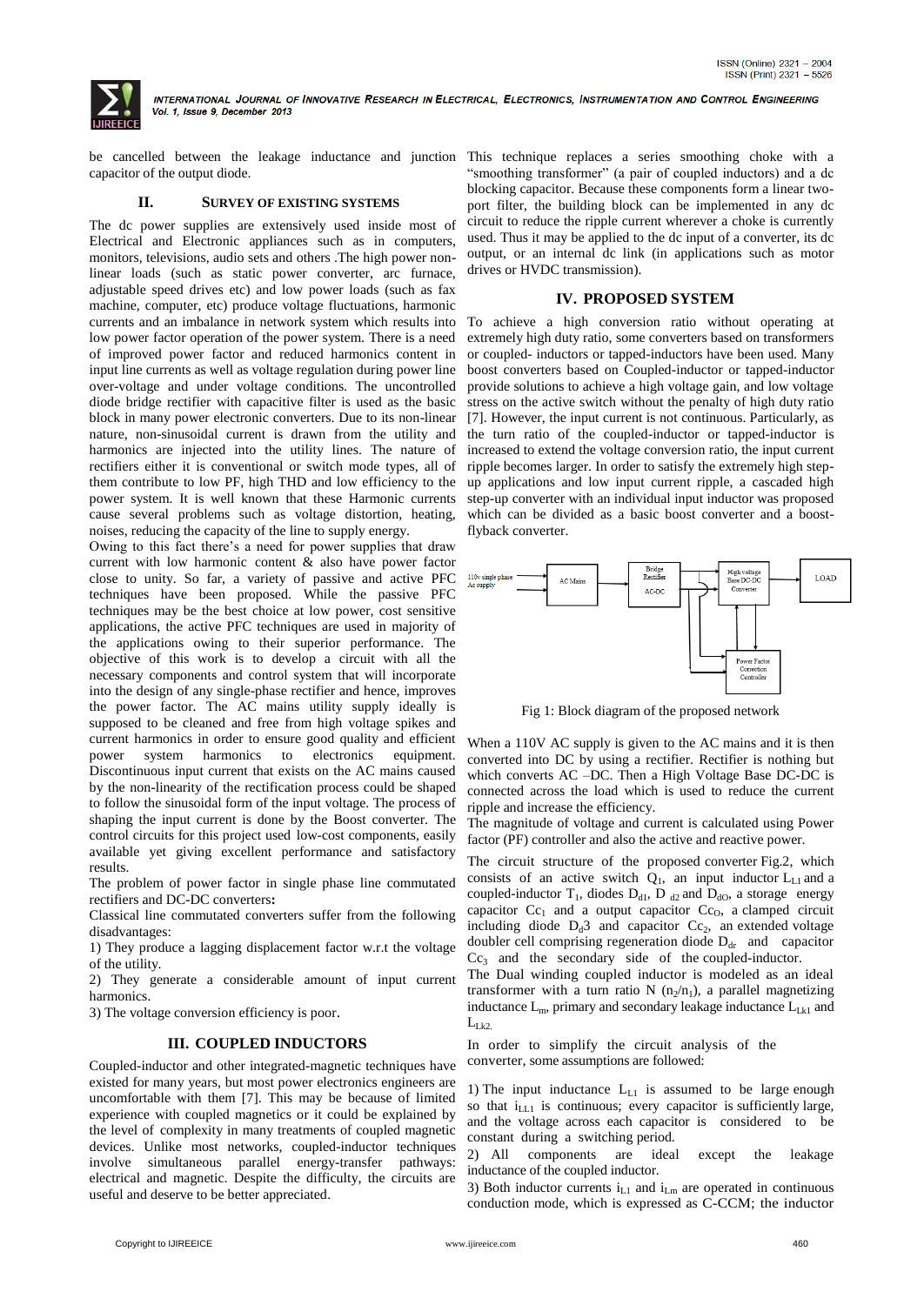be cancelled between the leakage inductance and junction capacitor of the output diode.

## II. SURVEY OF EXISTING SYSTEMS

The dc power supplies are extensively used inside most of Electrical and Electronic appliances such as in computers, monitors, televisions, audio sets and others .The high power non-linear loads (such as static power converter, arc furnace, adjustable speed drives etc) and low power loads (such as fax machine, computer, etc) produce voltage fluctuations, harmonic currents and an imbalance in network system which results into low power factor operation of the power system. There is a need of improved power factor and reduced harmonics content in input line currents as well as voltage regulation during power line over-voltage and under voltage conditions. The uncontrolled diode bridge rectifier with capacitive filter is used as the basic block in many power electronic converters. Due to its non-linear nature, non-sinusoidal current is drawn from the utility and harmonics are injected into the utility lines. The nature of rectifiers either it is conventional or switch mode types, all of them contribute to low PF, high THD and low efficiency to the power system. It is well known that these Harmonic currents cause several problems such as voltage distortion, heating, noises, reducing the capacity of the line to supply energy.

Owing to this fact there's a need for power supplies that draw current with low harmonic content & also have power factor close to unity. So far, a variety of passive and active PFC techniques have been proposed. While the passive PFC techniques may be the best choice at low power, cost sensitive applications, the active PFC techniques are used in majority of the applications owing to their superior performance. The objective of this work is to develop a circuit with all the necessary components and control system that will incorporate into the design of any single-phase rectifier and hence, improves the power factor. The AC mains utility supply ideally is supposed to be cleaned and free from high voltage spikes and current harmonics in order to ensure good quality and efficient power system harmonics to electronics equipment. Discontinuous input current that exists on the AC mains caused by the non-linearity of the rectification process could be shaped to follow the sinusoidal form of the input voltage. The process of shaping the input current is done by the Boost converter. The control circuits for this project used low-cost components, easily available yet giving excellent performance and satisfactory results.

The problem of power factor in single phase line commutated rectifiers and DC-DC converters**:**

Classical line commutated converters suffer from the following disadvantages:

1) They produce a lagging displacement factor w.r.t the voltage of the utility.

2) They generate a considerable amount of input current harmonics.

3) The voltage conversion efficiency is poor.

## III. COUPLED INDUCTORS

Coupled-inductor and other integrated-magnetic techniques have existed for many years, but most power electronics engineers are uncomfortable with them [7]. This may be because of limited experience with coupled magnetics or it could be explained by the level of complexity in many treatments of coupled magnetic devices. Unlike most networks, coupled-inductor techniques involve simultaneous parallel energy-transfer pathways: electrical and magnetic. Despite the difficulty, the circuits are useful and deserve to be better appreciated.

This technique replaces a series smoothing choke with a "smoothing transformer" (a pair of coupled inductors) and a dc blocking capacitor. Because these components form a linear two-port filter, the building block can be implemented in any dc circuit to reduce the ripple current wherever a choke is currently used. Thus it may be applied to the dc input of a converter, its dc output, or an internal dc link (in applications such as motor drives or HVDC transmission).

## IV. PROPOSED SYSTEM

To achieve a high conversion ratio without operating at extremely high duty ratio, some converters based on transformers or coupled- inductors or tapped-inductors have been used. Many boost converters based on Coupled-inductor or tapped-inductor provide solutions to achieve a high voltage gain, and low voltage stress on the active switch without the penalty of high duty ratio [7]. However, the input current is not continuous. Particularly, as the turn ratio of the coupled-inductor or tapped-inductor is increased to extend the voltage conversion ratio, the input current ripple becomes larger. In order to satisfy the extremely high step-up applications and low input current ripple, a cascaded high step-up converter with an individual input inductor was proposed which can be divided as a basic boost converter and a boost-flyback converter.

110v single phase Ac supply

AC Mains

Bridge Rectifier

AC-DC

High voltage Base DC-DC Converter

LOAD

Power Factor Correction Controller

Fig 1: Block diagram of the proposed network

When a 110V AC supply is given to the AC mains and it is then converted into DC by using a rectifier. Rectifier is nothing but which converts AC –DC. Then a High Voltage Base DC-DC is connected across the load which is used to reduce the current ripple and increase the efficiency.

The magnitude of voltage and current is calculated using Power factor (PF) controller and also the active and reactive power.

The circuit structure of the proposed converter Fig.2, which consists of an active switch $Q_1$, an input inductor $L_{L1}$ and a coupled-inductor $T_1$, diodes $D_{d1}$, $D_{d2}$ and $D_{dO}$, a storage energy capacitor $Cc_1$ and a output capacitor $Cc_O$, a clamped circuit including diode $D_d3$ and capacitor $Cc_2$, an extended voltage doubler cell comprising regeneration diode $D_{dr}$ and capacitor $Cc_3$ and the secondary side of the coupled-inductor.

The Dual winding coupled inductor is modeled as an ideal transformer with a turn ratio N $(n_2/n_1)$, a parallel magnetizing inductance $L_m$, primary and secondary leakage inductance $L_{Lk1}$ and $L_{Lk2.}$

In order to simplify the circuit analysis of the converter, some assumptions are followed:

1) The input inductance $L_{L1}$ is assumed to be large enough so that $i_{LL1}$ is continuous; every capacitor is sufficiently large, and the voltage across each capacitor is considered to be constant during a switching period.

2) All components are ideal except the leakage inductance of the coupled inductor.

3) Both inductor currents $i_{L1}$ and $i_{Lm}$ are operated in continuous conduction mode, which is expressed as C-CCM; the inductor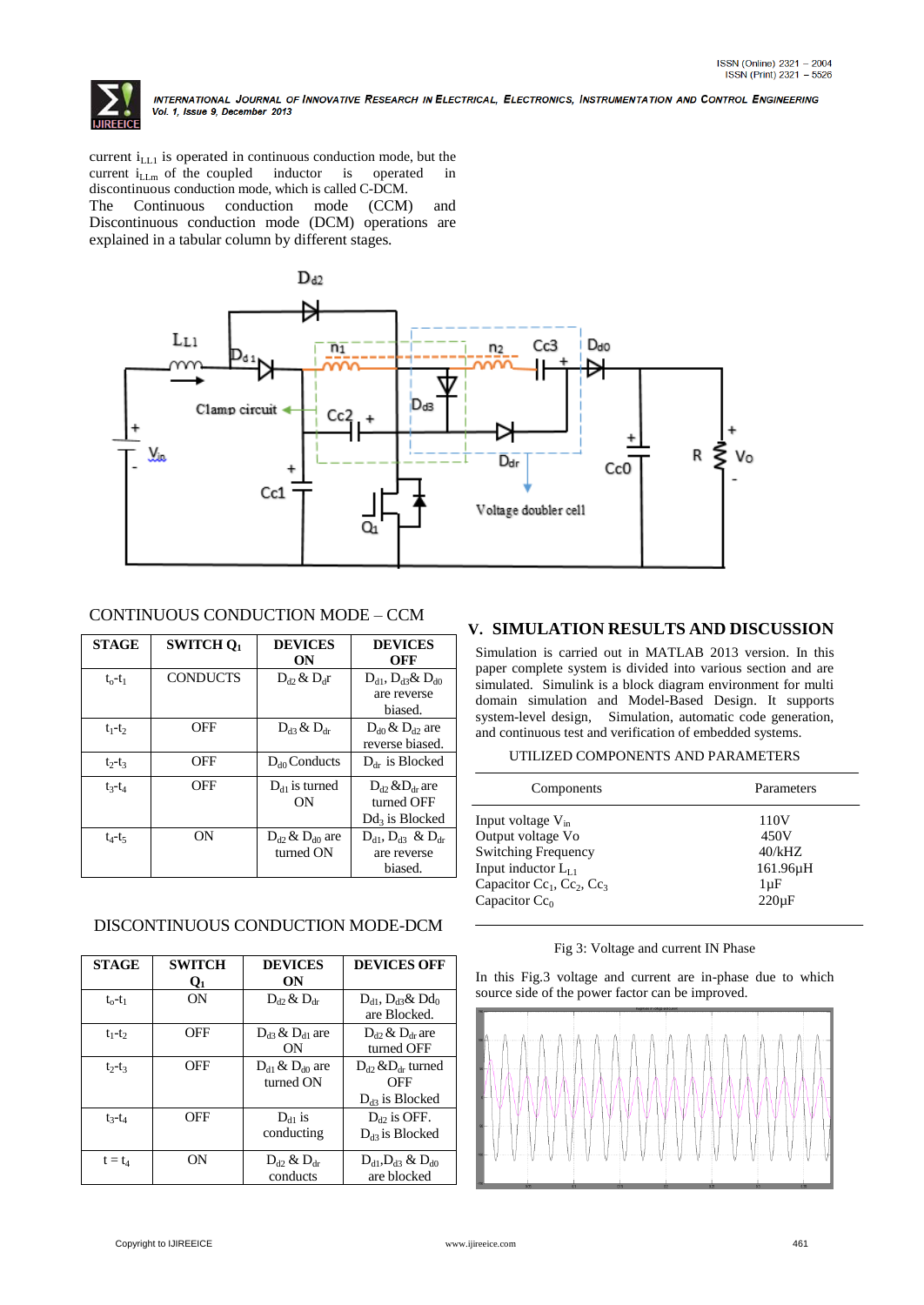current $i_{LL1}$ is operated in continuous conduction mode, but the current $i_{LLm}$ of the coupled inductor is operated in discontinuous conduction mode, which is called C-DCM.

The Continuous conduction mode (CCM) and Discontinuous conduction mode (DCM) operations are explained in a tabular column by different stages.

CONTINUOUS CONDUCTION MODE – CCM

| STAGE | SWITCH $Q_1$ | DEVICES ON | DEVICES OFF |
|---|---|---|---|
| $t_o$-$t_1$ | CONDUCTS | $D_{d2}$ & $D_{dr}$ | $D_{d1}$, $D_{d3}$& $D_{d0}$ are reverse biased. |
| $t_1$-$t_2$ | OFF | $D_{d3}$ & $D_{dr}$ | $D_{d0}$ & $D_{d2}$ are reverse biased. |
| $t_2$-$t_3$ | OFF | $D_{d0}$ Conducts | $D_{dr}$ is Blocked |
| $t_3$-$t_4$ | OFF | $D_{d1}$ is turned ON | $D_{d2}$ &$D_{dr}$ are turned OFF $Dd_3$ is Blocked |
| $t_4$-$t_5$ | ON | $D_{d2}$ & $D_{d0}$ are turned ON | $D_{d1}$, $D_{d3}$ & $D_{dr}$ are reverse biased. |

DISCONTINUOUS CONDUCTION MODE-DCM

| STAGE | SWITCH $Q_1$ | DEVICES ON | DEVICES OFF |
|---|---|---|---|
| $t_o$-$t_1$ | ON | $D_{d2}$ & $D_{dr}$ | $D_{d1}$, $D_{d3}$& $Dd_0$ are Blocked. |
| $t_1$-$t_2$ | OFF | $D_{d3}$ & $D_{d1}$ are ON | $D_{d2}$ & $D_{dr}$ are turned OFF |
| $t_2$-$t_3$ | OFF | $D_{d1}$ & $D_{d0}$ are turned ON | $D_{d2}$ &$D_{dr}$ turned OFF $D_{d3}$ is Blocked |
| $t_3$-$t_4$ | OFF | $D_{d1}$ is conducting | $D_{d2}$ is OFF. $D_{d3}$ is Blocked |
| $t = t_4$ | ON | $D_{d2}$ & $D_{dr}$ conducts | $D_{d1}$,$D_{d3}$ & $D_{d0}$ are blocked |

## V. SIMULATION RESULTS AND DISCUSSION

Simulation is carried out in MATLAB 2013 version. In this paper complete system is divided into various section and are simulated. Simulink is a block diagram environment for multi domain simulation and Model-Based Design. It supports system-level design, Simulation, automatic code generation, and continuous test and verification of embedded systems.

UTILIZED COMPONENTS AND PARAMETERS

| Components | Parameters |
|---|---|
| Input voltage $V_{in}$ | 110V |
| Output voltage Vo | 450V |
| Switching Frequency | 40/kHZ |
| Input inductor $L_{L1}$ | 161.96μH |
| Capacitor $Cc_1$, $Cc_2$, $Cc_3$ | 1μF |
| Capacitor $Cc_0$ | 220μF |

Fig 3: Voltage and current IN Phase

In this Fig.3 voltage and current are in-phase due to which source side of the power factor can be improved.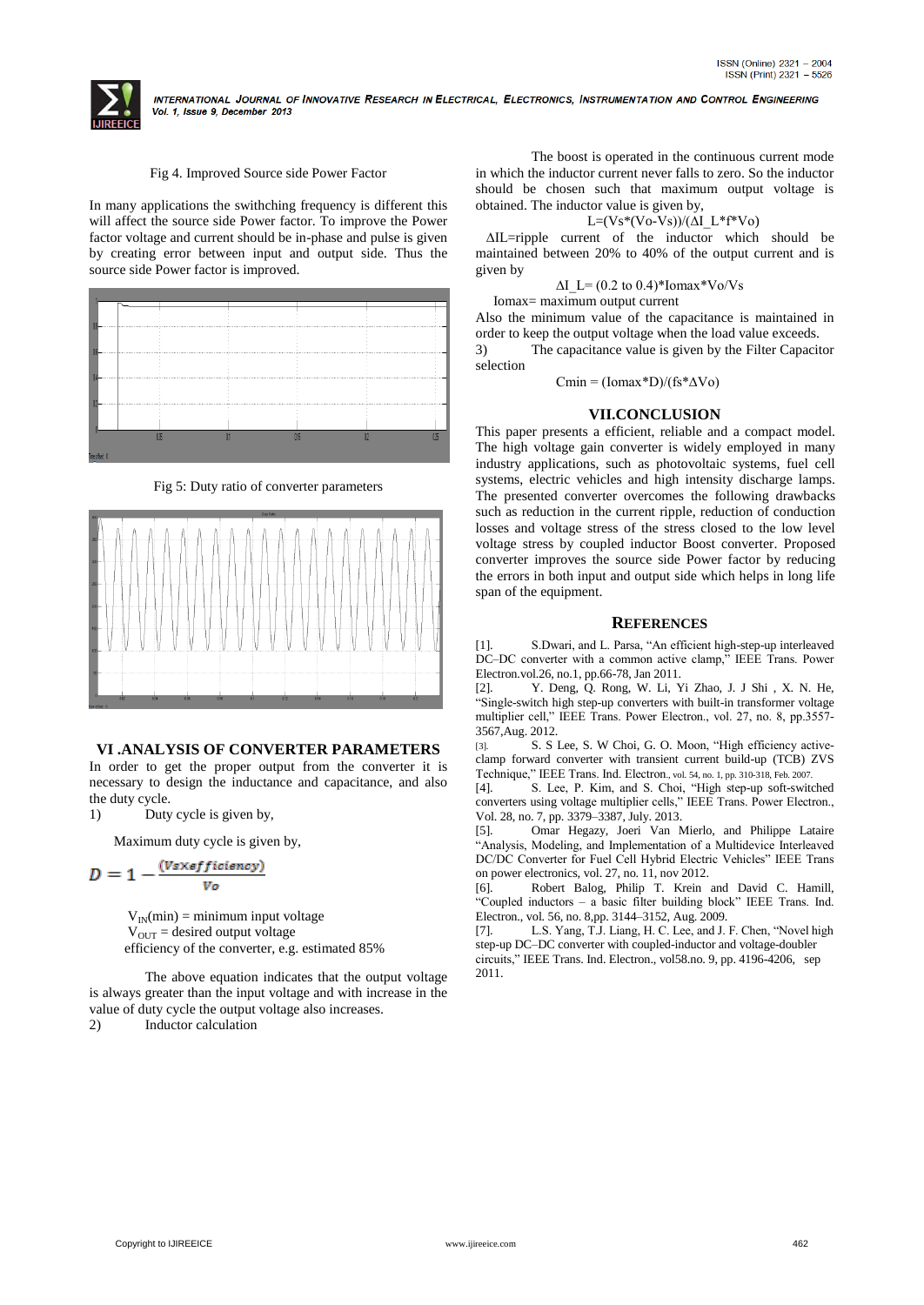Fig 4. Improved Source side Power Factor

In many applications the swithching frequency is different this will affect the source side Power factor. To improve the Power factor voltage and current should be in-phase and pulse is given by creating error between input and output side. Thus the source side Power factor is improved.

Fig 5: Duty ratio of converter parameters

## VI .ANALYSIS OF CONVERTER PARAMETERS

In order to get the proper output from the converter it is necessary to design the inductance and capacitance, and also the duty cycle.

1) Duty cycle is given by,

Maximum duty cycle is given by,

$$D = 1 - \frac{(Vs \times efficiency)}{Vo}$$

$V_{IN}$(min) = minimum input voltage
$V_{OUT}$ = desired output voltage
efficiency of the converter, e.g. estimated 85%

The above equation indicates that the output voltage is always greater than the input voltage and with increase in the value of duty cycle the output voltage also increases.

2) Inductor calculation

The boost is operated in the continuous current mode in which the inductor current never falls to zero. So the inductor should be chosen such that maximum output voltage is obtained. The inductor value is given by,

$$L=(Vs*(Vo-Vs))/(\Delta I\_L*f*Vo)$$

ΔIL=ripple current of the inductor which should be maintained between 20% to 40% of the output current and is given by

$$\Delta I\_L= (0.2 \text{ to } 0.4)*Iomax*Vo/Vs$$

Iomax= maximum output current

Also the minimum value of the capacitance is maintained in order to keep the output voltage when the load value exceeds.

3) The capacitance value is given by the Filter Capacitor selection

$$Cmin = (Iomax*D)/(fs*\Delta Vo)$$

## VII.CONCLUSION

This paper presents a efficient, reliable and a compact model. The high voltage gain converter is widely employed in many industry applications, such as photovoltaic systems, fuel cell systems, electric vehicles and high intensity discharge lamps. The presented converter overcomes the following drawbacks such as reduction in the current ripple, reduction of conduction losses and voltage stress of the stress closed to the low level voltage stress by coupled inductor Boost converter. Proposed converter improves the source side Power factor by reducing the errors in both input and output side which helps in long life span of the equipment.

## REFERENCES

[1]. S.Dwari, and L. Parsa, "An efficient high-step-up interleaved DC–DC converter with a common active clamp," IEEE Trans. Power Electron.vol.26, no.1, pp.66-78, Jan 2011.

[2]. Y. Deng, Q. Rong, W. Li, Yi Zhao, J. J Shi , X. N. He, "Single-switch high step-up converters with built-in transformer voltage multiplier cell," IEEE Trans. Power Electron., vol. 27, no. 8, pp.3557-3567,Aug. 2012.

[3]. S. S Lee, S. W Choi, G. O. Moon, "High efficiency active-clamp forward converter with transient current build-up (TCB) ZVS Technique," IEEE Trans. Ind. Electron., vol. 54, no. 1, pp. 310-318, Feb. 2007.

[4]. S. Lee, P. Kim, and S. Choi, "High step-up soft-switched converters using voltage multiplier cells," IEEE Trans. Power Electron., Vol. 28, no. 7, pp. 3379–3387, July. 2013.

[5]. Omar Hegazy, Joeri Van Mierlo, and Philippe Lataire "Analysis, Modeling, and Implementation of a Multidevice Interleaved DC/DC Converter for Fuel Cell Hybrid Electric Vehicles" IEEE Trans on power electronics, vol. 27, no. 11, nov 2012.

[6]. Robert Balog, Philip T. Krein and David C. Hamill, "Coupled inductors – a basic filter building block" IEEE Trans. Ind. Electron., vol. 56, no. 8,pp. 3144–3152, Aug. 2009.

[7]. L.S. Yang, T.J. Liang, H. C. Lee, and J. F. Chen, "Novel high step-up DC–DC converter with coupled-inductor and voltage-doubler circuits," IEEE Trans. Ind. Electron., vol58.no. 9, pp. 4196-4206, sep 2011.